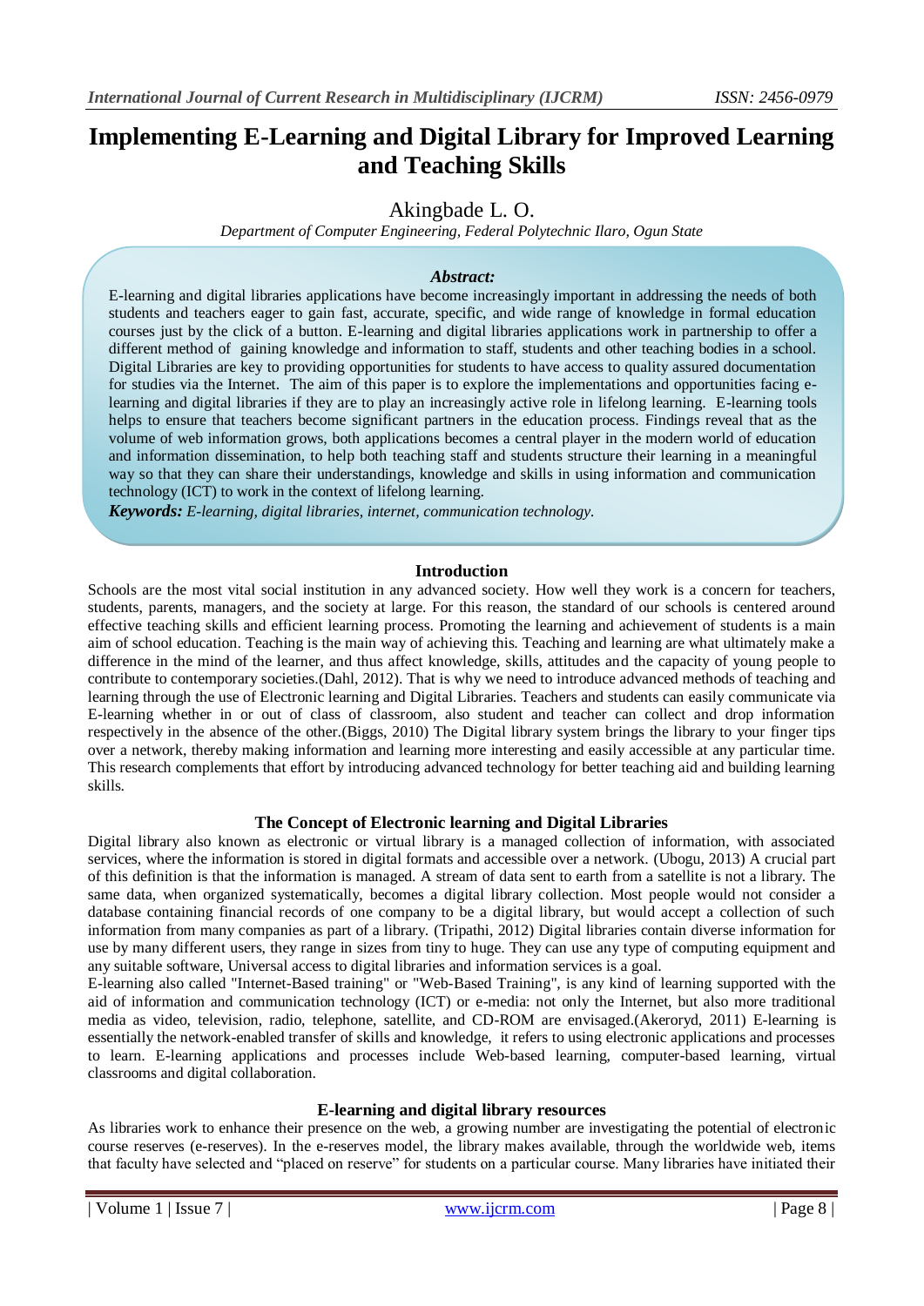# Implementing E-Learning and Digital Library for Improved Learning and Teaching Skills

Akingbade L. O.

*Department of Computer Engineering, Federal Polytechnic Ilaro, Ogun State*

### *Abstract:*

E-learning and digital libraries applications have become increasingly important in addressing the needs of both students and teachers eager to gain fast, accurate, specific, and wide range of knowledge in formal education courses just by the click of a button. E-learning and digital libraries applications work in partnership to offer a different method of gaining knowledge and information to staff, students and other teaching bodies in a school. Digital Libraries are key to providing opportunities for students to have access to quality assured documentation for studies via the Internet. The aim of this paper is to explore the implementations and opportunities facing e-learning and digital libraries if they are to play an increasingly active role in lifelong learning. E-learning tools helps to ensure that teachers become significant partners in the education process. Findings reveal that as the volume of web information grows, both applications becomes a central player in the modern world of education and information dissemination, to help both teaching staff and students structure their learning in a meaningful way so that they can share their understandings, knowledge and skills in using information and communication technology (ICT) to work in the context of lifelong learning.

***Keywords:*** *E-learning, digital libraries, internet, communication technology.*

## Introduction

Schools are the most vital social institution in any advanced society. How well they work is a concern for teachers, students, parents, managers, and the society at large. For this reason, the standard of our schools is centered around effective teaching skills and efficient learning process. Promoting the learning and achievement of students is a main aim of school education. Teaching is the main way of achieving this. Teaching and learning are what ultimately make a difference in the mind of the learner, and thus affect knowledge, skills, attitudes and the capacity of young people to contribute to contemporary societies.(Dahl, 2012). That is why we need to introduce advanced methods of teaching and learning through the use of Electronic learning and Digital Libraries. Teachers and students can easily communicate via E-learning whether in or out of class of classroom, also student and teacher can collect and drop information respectively in the absence of the other.(Biggs, 2010) The Digital library system brings the library to your finger tips over a network, thereby making information and learning more interesting and easily accessible at any particular time. This research complements that effort by introducing advanced technology for better teaching aid and building learning skills.

## The Concept of Electronic learning and Digital Libraries

Digital library also known as electronic or virtual library is a managed collection of information, with associated services, where the information is stored in digital formats and accessible over a network. (Ubogu, 2013) A crucial part of this definition is that the information is managed. A stream of data sent to earth from a satellite is not a library. The same data, when organized systematically, becomes a digital library collection. Most people would not consider a database containing financial records of one company to be a digital library, but would accept a collection of such information from many companies as part of a library. (Tripathi, 2012) Digital libraries contain diverse information for use by many different users, they range in sizes from tiny to huge. They can use any type of computing equipment and any suitable software, Universal access to digital libraries and information services is a goal.

E-learning also called "Internet-Based training" or "Web-Based Training", is any kind of learning supported with the aid of information and communication technology (ICT) or e-media: not only the Internet, but also more traditional media as video, television, radio, telephone, satellite, and CD-ROM are envisaged.(Akeroryd, 2011) E-learning is essentially the network-enabled transfer of skills and knowledge, it refers to using electronic applications and processes to learn. E-learning applications and processes include Web-based learning, computer-based learning, virtual classrooms and digital collaboration.

## E-learning and digital library resources

As libraries work to enhance their presence on the web, a growing number are investigating the potential of electronic course reserves (e-reserves). In the e-reserves model, the library makes available, through the worldwide web, items that faculty have selected and "placed on reserve" for students on a particular course. Many libraries have initiated their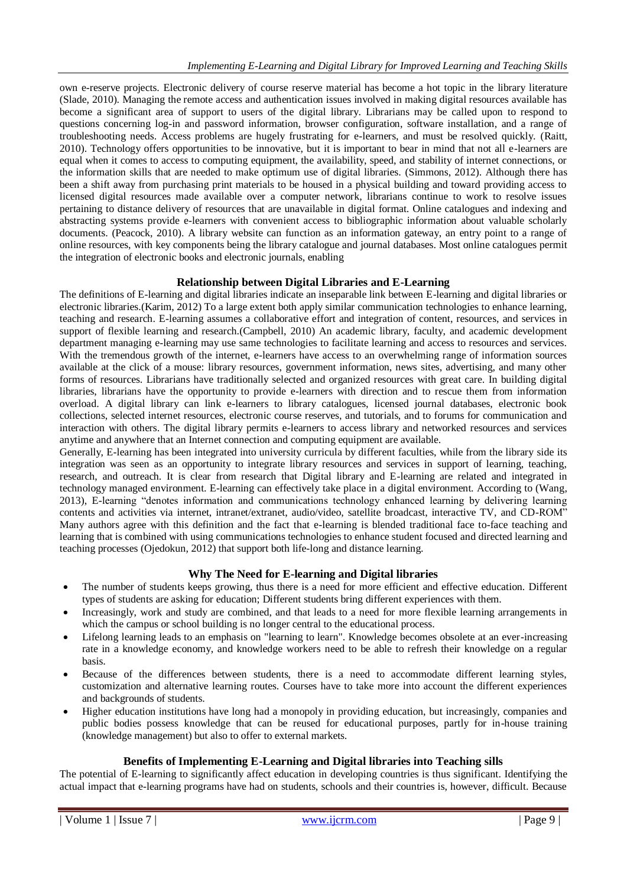own e-reserve projects. Electronic delivery of course reserve material has become a hot topic in the library literature (Slade, 2010). Managing the remote access and authentication issues involved in making digital resources available has become a significant area of support to users of the digital library. Librarians may be called upon to respond to questions concerning log-in and password information, browser configuration, software installation, and a range of troubleshooting needs. Access problems are hugely frustrating for e-learners, and must be resolved quickly. (Raitt, 2010). Technology offers opportunities to be innovative, but it is important to bear in mind that not all e-learners are equal when it comes to access to computing equipment, the availability, speed, and stability of internet connections, or the information skills that are needed to make optimum use of digital libraries. (Simmons, 2012). Although there has been a shift away from purchasing print materials to be housed in a physical building and toward providing access to licensed digital resources made available over a computer network, librarians continue to work to resolve issues pertaining to distance delivery of resources that are unavailable in digital format. Online catalogues and indexing and abstracting systems provide e-learners with convenient access to bibliographic information about valuable scholarly documents. (Peacock, 2010). A library website can function as an information gateway, an entry point to a range of online resources, with key components being the library catalogue and journal databases. Most online catalogues permit the integration of electronic books and electronic journals, enabling

## Relationship between Digital Libraries and E-Learning

The definitions of E-learning and digital libraries indicate an inseparable link between E-learning and digital libraries or electronic libraries.(Karim, 2012) To a large extent both apply similar communication technologies to enhance learning, teaching and research. E-learning assumes a collaborative effort and integration of content, resources, and services in support of flexible learning and research.(Campbell, 2010) An academic library, faculty, and academic development department managing e-learning may use same technologies to facilitate learning and access to resources and services. With the tremendous growth of the internet, e-learners have access to an overwhelming range of information sources available at the click of a mouse: library resources, government information, news sites, advertising, and many other forms of resources. Librarians have traditionally selected and organized resources with great care. In building digital libraries, librarians have the opportunity to provide e-learners with direction and to rescue them from information overload. A digital library can link e-learners to library catalogues, licensed journal databases, electronic book collections, selected internet resources, electronic course reserves, and tutorials, and to forums for communication and interaction with others. The digital library permits e-learners to access library and networked resources and services anytime and anywhere that an Internet connection and computing equipment are available.

Generally, E-learning has been integrated into university curricula by different faculties, while from the library side its integration was seen as an opportunity to integrate library resources and services in support of learning, teaching, research, and outreach. It is clear from research that Digital library and E-learning are related and integrated in technology managed environment. E-learning can effectively take place in a digital environment. According to (Wang, 2013), E-learning "denotes information and communications technology enhanced learning by delivering learning contents and activities via internet, intranet/extranet, audio/video, satellite broadcast, interactive TV, and CD-ROM" Many authors agree with this definition and the fact that e-learning is blended traditional face to-face teaching and learning that is combined with using communications technologies to enhance student focused and directed learning and teaching processes (Ojedokun, 2012) that support both life-long and distance learning.

## Why The Need for E-learning and Digital libraries

- The number of students keeps growing, thus there is a need for more efficient and effective education. Different types of students are asking for education; Different students bring different experiences with them.
- Increasingly, work and study are combined, and that leads to a need for more flexible learning arrangements in which the campus or school building is no longer central to the educational process.
- Lifelong learning leads to an emphasis on "learning to learn". Knowledge becomes obsolete at an ever-increasing rate in a knowledge economy, and knowledge workers need to be able to refresh their knowledge on a regular basis.
- Because of the differences between students, there is a need to accommodate different learning styles, customization and alternative learning routes. Courses have to take more into account the different experiences and backgrounds of students.
- Higher education institutions have long had a monopoly in providing education, but increasingly, companies and public bodies possess knowledge that can be reused for educational purposes, partly for in-house training (knowledge management) but also to offer to external markets.

## Benefits of Implementing E-Learning and Digital libraries into Teaching sills

The potential of E-learning to significantly affect education in developing countries is thus significant. Identifying the actual impact that e-learning programs have had on students, schools and their countries is, however, difficult. Because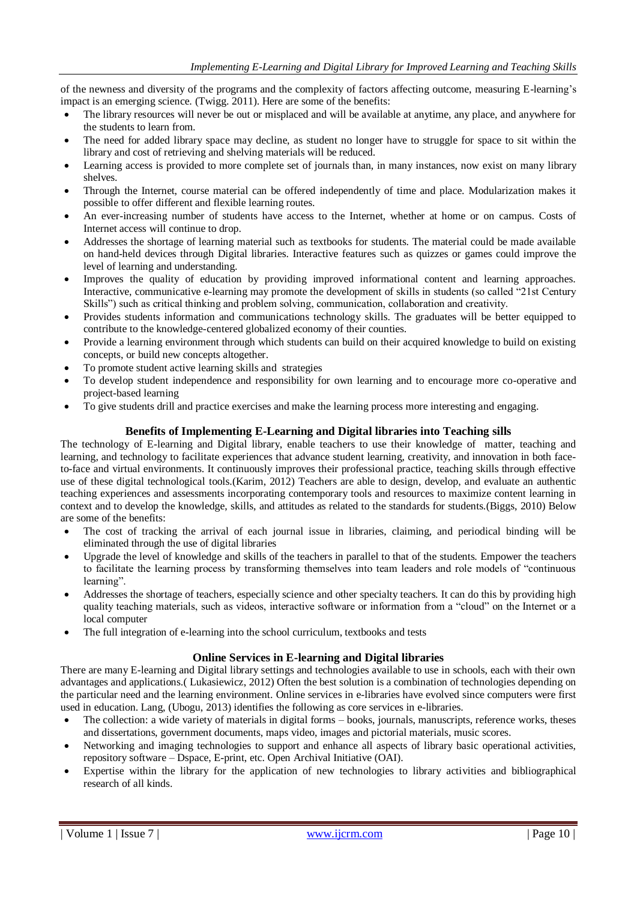of the newness and diversity of the programs and the complexity of factors affecting outcome, measuring E-learning's impact is an emerging science. (Twigg. 2011). Here are some of the benefits:

- The library resources will never be out or misplaced and will be available at anytime, any place, and anywhere for the students to learn from.
- The need for added library space may decline, as student no longer have to struggle for space to sit within the library and cost of retrieving and shelving materials will be reduced.
- Learning access is provided to more complete set of journals than, in many instances, now exist on many library shelves.
- Through the Internet, course material can be offered independently of time and place. Modularization makes it possible to offer different and flexible learning routes.
- An ever-increasing number of students have access to the Internet, whether at home or on campus. Costs of Internet access will continue to drop.
- Addresses the shortage of learning material such as textbooks for students. The material could be made available on hand-held devices through Digital libraries. Interactive features such as quizzes or games could improve the level of learning and understanding.
- Improves the quality of education by providing improved informational content and learning approaches. Interactive, communicative e-learning may promote the development of skills in students (so called "21st Century Skills") such as critical thinking and problem solving, communication, collaboration and creativity.
- Provides students information and communications technology skills. The graduates will be better equipped to contribute to the knowledge-centered globalized economy of their counties.
- Provide a learning environment through which students can build on their acquired knowledge to build on existing concepts, or build new concepts altogether.
- To promote student active learning skills and strategies
- To develop student independence and responsibility for own learning and to encourage more co-operative and project-based learning
- To give students drill and practice exercises and make the learning process more interesting and engaging.

## Benefits of Implementing E-Learning and Digital libraries into Teaching sills

The technology of E-learning and Digital library, enable teachers to use their knowledge of matter, teaching and learning, and technology to facilitate experiences that advance student learning, creativity, and innovation in both face-to-face and virtual environments. It continuously improves their professional practice, teaching skills through effective use of these digital technological tools.(Karim, 2012) Teachers are able to design, develop, and evaluate an authentic teaching experiences and assessments incorporating contemporary tools and resources to maximize content learning in context and to develop the knowledge, skills, and attitudes as related to the standards for students.(Biggs, 2010) Below are some of the benefits:

- The cost of tracking the arrival of each journal issue in libraries, claiming, and periodical binding will be eliminated through the use of digital libraries
- Upgrade the level of knowledge and skills of the teachers in parallel to that of the students. Empower the teachers to facilitate the learning process by transforming themselves into team leaders and role models of "continuous learning".
- Addresses the shortage of teachers, especially science and other specialty teachers. It can do this by providing high quality teaching materials, such as videos, interactive software or information from a "cloud" on the Internet or a local computer
- The full integration of e-learning into the school curriculum, textbooks and tests

## Online Services in E-learning and Digital libraries

There are many E-learning and Digital library settings and technologies available to use in schools, each with their own advantages and applications.( Lukasiewicz, 2012) Often the best solution is a combination of technologies depending on the particular need and the learning environment. Online services in e-libraries have evolved since computers were first used in education. Lang, (Ubogu, 2013) identifies the following as core services in e-libraries.

- The collection: a wide variety of materials in digital forms – books, journals, manuscripts, reference works, theses and dissertations, government documents, maps video, images and pictorial materials, music scores.
- Networking and imaging technologies to support and enhance all aspects of library basic operational activities, repository software – Dspace, E-print, etc. Open Archival Initiative (OAI).
- Expertise within the library for the application of new technologies to library activities and bibliographical research of all kinds.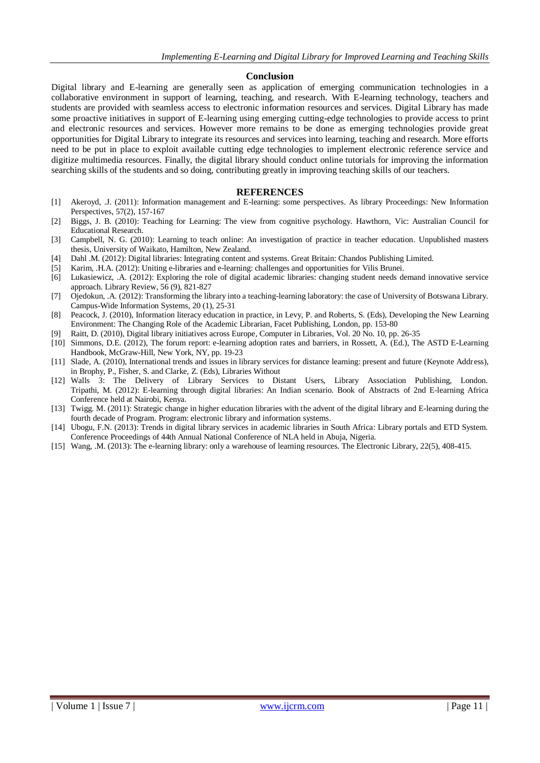## Conclusion

Digital library and E-learning are generally seen as application of emerging communication technologies in a collaborative environment in support of learning, teaching, and research. With E-learning technology, teachers and students are provided with seamless access to electronic information resources and services. Digital Library has made some proactive initiatives in support of E-learning using emerging cutting-edge technologies to provide access to print and electronic resources and services. However more remains to be done as emerging technologies provide great opportunities for Digital Library to integrate its resources and services into learning, teaching and research. More efforts need to be put in place to exploit available cutting edge technologies to implement electronic reference service and digitize multimedia resources. Finally, the digital library should conduct online tutorials for improving the information searching skills of the students and so doing, contributing greatly in improving teaching skills of our teachers.

## REFERENCES

[1] Akeroyd, .J. (2011): Information management and E-learning: some perspectives. As library Proceedings: New Information Perspectives, 57(2), 157-167

[2] Biggs, J. B. (2010): Teaching for Learning: The view from cognitive psychology. Hawthorn, Vic: Australian Council for Educational Research.

[3] Campbell, N. G. (2010): Learning to teach online: An investigation of practice in teacher education. Unpublished masters thesis, University of Waikato, Hamilton, New Zealand.

[4] Dahl .M. (2012): Digital libraries: Integrating content and systems. Great Britain: Chandos Publishing Limited.

[5] Karim, .H.A. (2012): Uniting e-libraries and e-learning: challenges and opportunities for Vilis Brunei.

[6] Lukasiewicz, .A. (2012): Exploring the role of digital academic libraries: changing student needs demand innovative service approach. Library Review, 56 (9), 821-827

[7] Ojedokun, .A. (2012): Transforming the library into a teaching-learning laboratory: the case of University of Botswana Library. Campus-Wide Information Systems, 20 (1), 25-31

[8] Peacock, J. (2010), Information literacy education in practice, in Levy, P. and Roberts, S. (Eds), Developing the New Learning Environment: The Changing Role of the Academic Librarian, Facet Publishing, London, pp. 153-80

[9] Raitt, D. (2010), Digital library initiatives across Europe, Computer in Libraries, Vol. 20 No. 10, pp. 26-35

[10] Simmons, D.E. (2012), The forum report: e-learning adoption rates and barriers, in Rossett, A. (Ed.), The ASTD E-Learning Handbook, McGraw-Hill, New York, NY, pp. 19-23

[11] Slade, A. (2010), International trends and issues in library services for distance learning: present and future (Keynote Address), in Brophy, P., Fisher, S. and Clarke, Z. (Eds), Libraries Without

[12] Walls 3: The Delivery of Library Services to Distant Users, Library Association Publishing, London. Tripathi, M. (2012): E-learning through digital libraries: An Indian scenario. Book of Abstracts of 2nd E-learning Africa Conference held at Nairobi, Kenya.

[13] Twigg. M. (2011): Strategic change in higher education libraries with the advent of the digital library and E-learning during the fourth decade of Program. Program: electronic library and information systems.

[14] Ubogu, F.N. (2013): Trends in digital library services in academic libraries in South Africa: Library portals and ETD System. Conference Proceedings of 44th Annual National Conference of NLA held in Abuja, Nigeria.

[15] Wang, .M. (2013): The e-learning library: only a warehouse of learning resources. The Electronic Library, 22(5), 408-415.